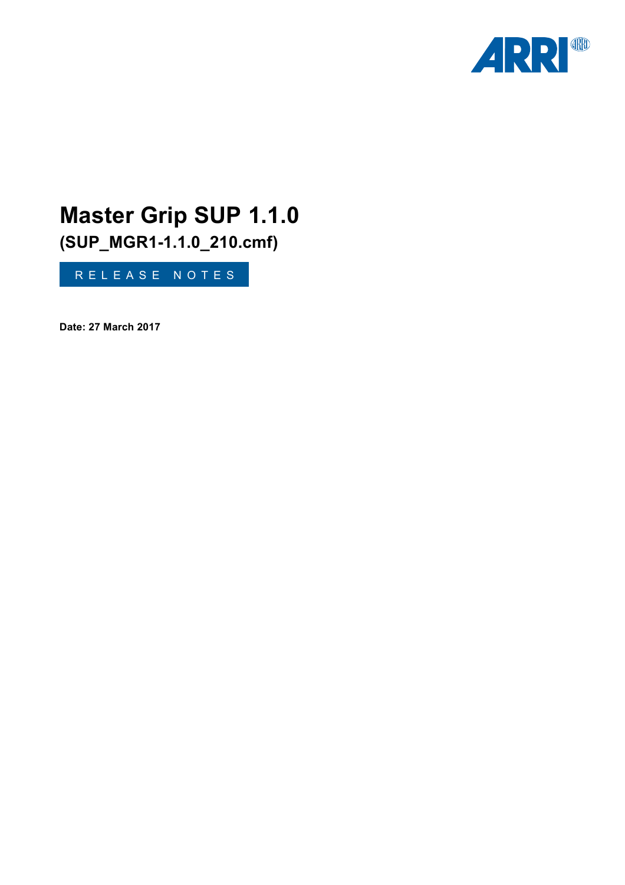# Master Grip SUP 1.1.0

## (SUP_MGR1-1.1.0_210.cmf)

RELEASE NOTES

**Date: 27 March 2017**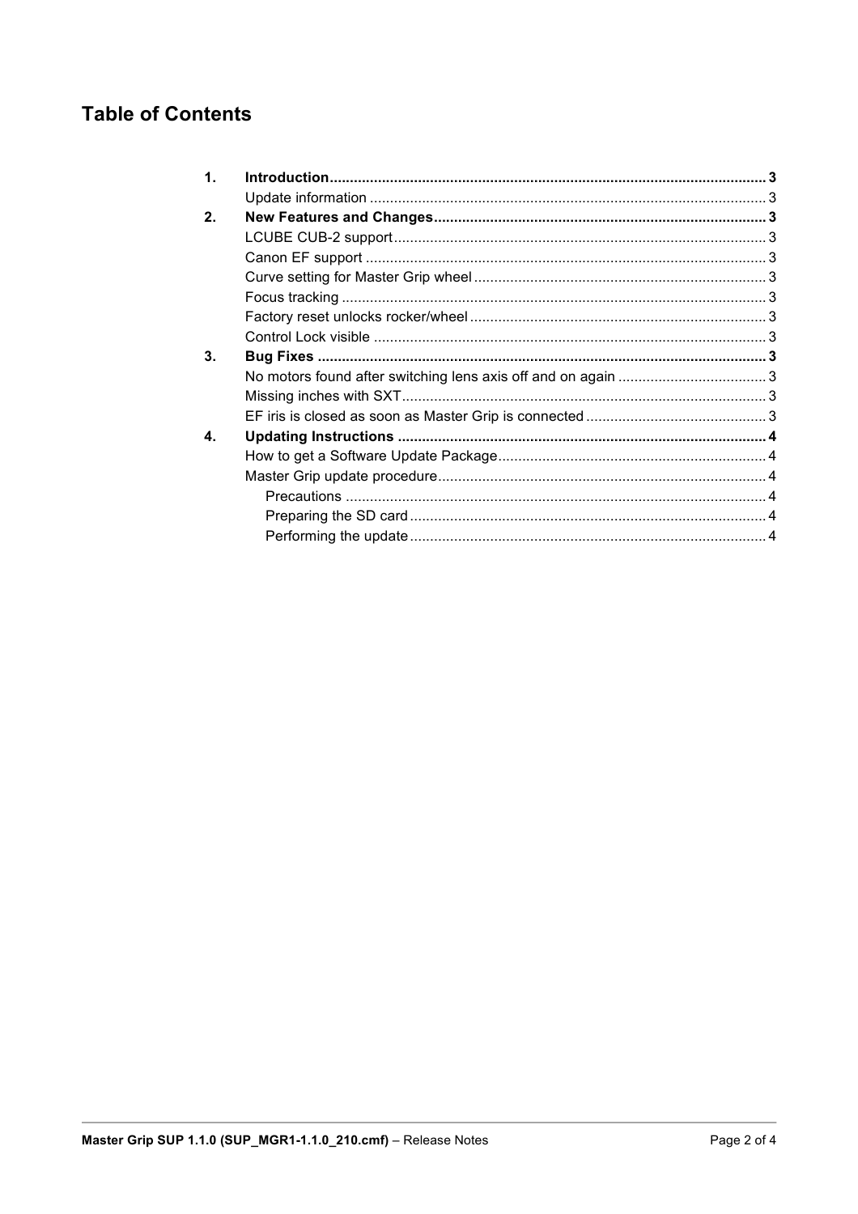## Table of Contents

| | | |
|---|---|---|
| **1.** | **Introduction** | **3** |
| | Update information | 3 |
| **2.** | **New Features and Changes** | **3** |
| | LCUBE CUB-2 support | 3 |
| | Canon EF support | 3 |
| | Curve setting for Master Grip wheel | 3 |
| | Focus tracking | 3 |
| | Factory reset unlocks rocker/wheel | 3 |
| | Control Lock visible | 3 |
| **3.** | **Bug Fixes** | **3** |
| | No motors found after switching lens axis off and on again | 3 |
| | Missing inches with SXT | 3 |
| | EF iris is closed as soon as Master Grip is connected | 3 |
| **4.** | **Updating Instructions** | **4** |
| | How to get a Software Update Package | 4 |
| | Master Grip update procedure | 4 |
| | Precautions | 4 |
| | Preparing the SD card | 4 |
| | Performing the update | 4 |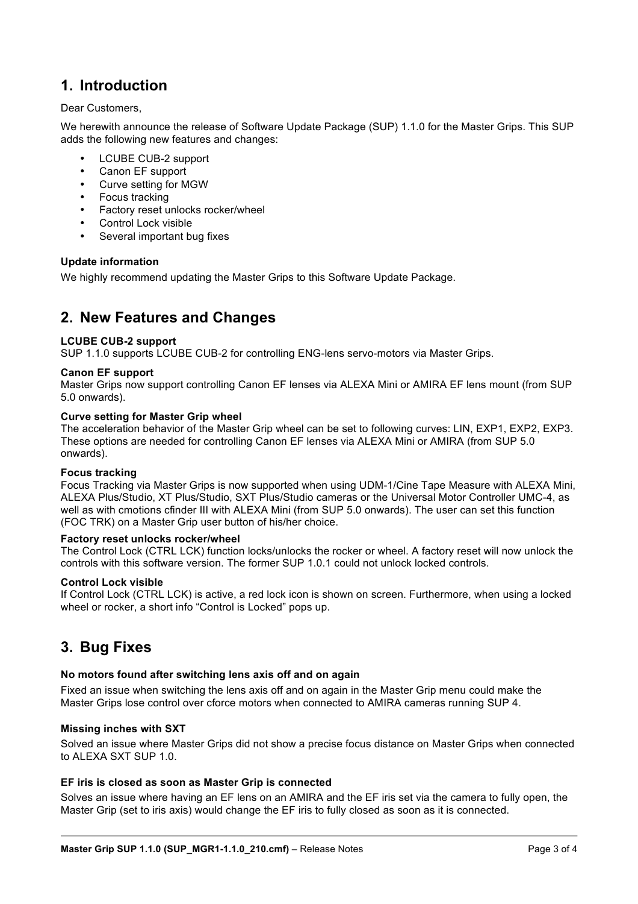# 1. Introduction

Dear Customers,

We herewith announce the release of Software Update Package (SUP) 1.1.0 for the Master Grips. This SUP adds the following new features and changes:

- LCUBE CUB-2 support
- Canon EF support
- Curve setting for MGW
- Focus tracking
- Factory reset unlocks rocker/wheel
- Control Lock visible
- Several important bug fixes

**Update information**

We highly recommend updating the Master Grips to this Software Update Package.

# 2. New Features and Changes

**LCUBE CUB-2 support**
SUP 1.1.0 supports LCUBE CUB-2 for controlling ENG-lens servo-motors via Master Grips.

**Canon EF support**
Master Grips now support controlling Canon EF lenses via ALEXA Mini or AMIRA EF lens mount (from SUP 5.0 onwards).

**Curve setting for Master Grip wheel**
The acceleration behavior of the Master Grip wheel can be set to following curves: LIN, EXP1, EXP2, EXP3. These options are needed for controlling Canon EF lenses via ALEXA Mini or AMIRA (from SUP 5.0 onwards).

**Focus tracking**
Focus Tracking via Master Grips is now supported when using UDM-1/Cine Tape Measure with ALEXA Mini, ALEXA Plus/Studio, XT Plus/Studio, SXT Plus/Studio cameras or the Universal Motor Controller UMC-4, as well as with cmotions cfinder III with ALEXA Mini (from SUP 5.0 onwards). The user can set this function (FOC TRK) on a Master Grip user button of his/her choice.

**Factory reset unlocks rocker/wheel**
The Control Lock (CTRL LCK) function locks/unlocks the rocker or wheel. A factory reset will now unlock the controls with this software version. The former SUP 1.0.1 could not unlock locked controls.

**Control Lock visible**
If Control Lock (CTRL LCK) is active, a red lock icon is shown on screen. Furthermore, when using a locked wheel or rocker, a short info "Control is Locked" pops up.

# 3. Bug Fixes

**No motors found after switching lens axis off and on again**

Fixed an issue when switching the lens axis off and on again in the Master Grip menu could make the Master Grips lose control over cforce motors when connected to AMIRA cameras running SUP 4.

**Missing inches with SXT**

Solved an issue where Master Grips did not show a precise focus distance on Master Grips when connected to ALEXA SXT SUP 1.0.

**EF iris is closed as soon as Master Grip is connected**

Solves an issue where having an EF lens on an AMIRA and the EF iris set via the camera to fully open, the Master Grip (set to iris axis) would change the EF iris to fully closed as soon as it is connected.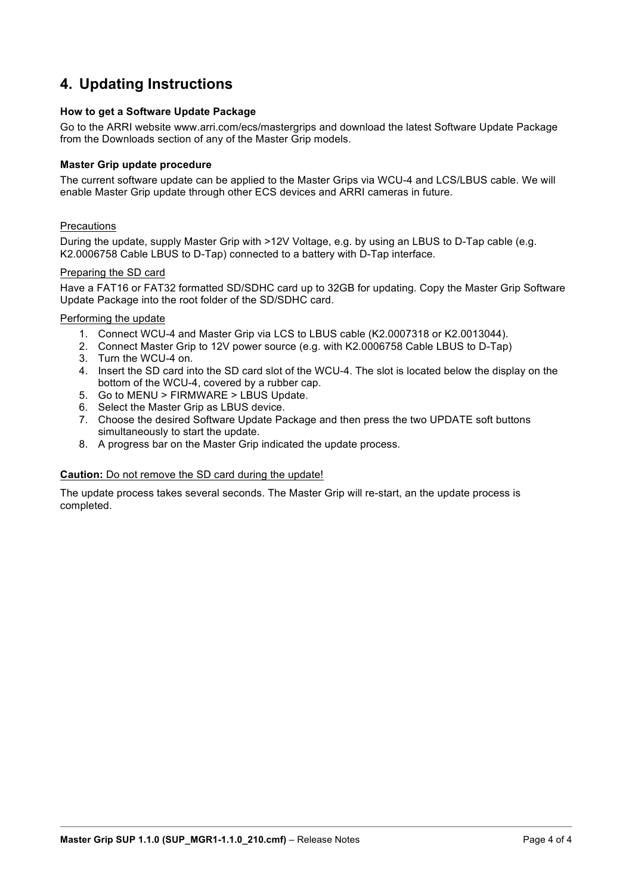# 4. Updating Instructions

**How to get a Software Update Package**

Go to the ARRI website www.arri.com/ecs/mastergrips and download the latest Software Update Package from the Downloads section of any of the Master Grip models.

**Master Grip update procedure**

The current software update can be applied to the Master Grips via WCU-4 and LCS/LBUS cable. We will enable Master Grip update through other ECS devices and ARRI cameras in future.

<u>Precautions</u>

During the update, supply Master Grip with >12V Voltage, e.g. by using an LBUS to D-Tap cable (e.g. K2.0006758 Cable LBUS to D-Tap) connected to a battery with D-Tap interface.

<u>Preparing the SD card</u>

Have a FAT16 or FAT32 formatted SD/SDHC card up to 32GB for updating. Copy the Master Grip Software Update Package into the root folder of the SD/SDHC card.

<u>Performing the update</u>

1. Connect WCU-4 and Master Grip via LCS to LBUS cable (K2.0007318 or K2.0013044).
2. Connect Master Grip to 12V power source (e.g. with K2.0006758 Cable LBUS to D-Tap)
3. Turn the WCU-4 on.
4. Insert the SD card into the SD card slot of the WCU-4. The slot is located below the display on the bottom of the WCU-4, covered by a rubber cap.
5. Go to MENU > FIRMWARE > LBUS Update.
6. Select the Master Grip as LBUS device.
7. Choose the desired Software Update Package and then press the two UPDATE soft buttons simultaneously to start the update.
8. A progress bar on the Master Grip indicated the update process.

**<u>Caution:</u>** <u>Do not remove the SD card during the update!</u>

The update process takes several seconds. The Master Grip will re-start, an the update process is completed.